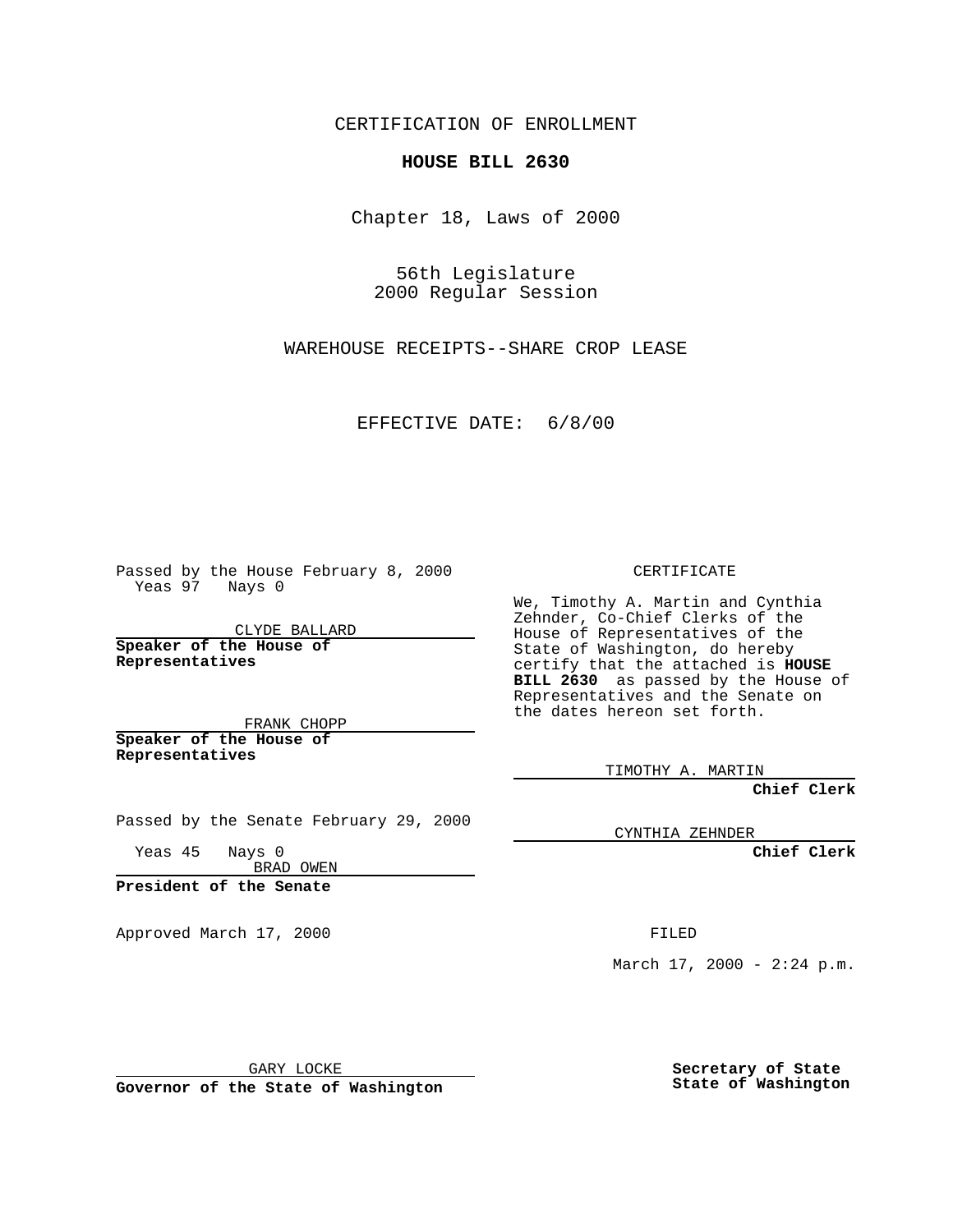CERTIFICATION OF ENROLLMENT

**HOUSE BILL 2630**

Chapter 18, Laws of 2000

56th Legislature
2000 Regular Session

WAREHOUSE RECEIPTS--SHARE CROP LEASE

EFFECTIVE DATE: 6/8/00

Passed by the House February 8, 2000
Yeas 97 Nays 0

CLYDE BALLARD

**Speaker of the House of Representatives**

FRANK CHOPP

**Speaker of the House of Representatives**

Passed by the Senate February 29, 2000

Yeas 45 Nays 0

BRAD OWEN

**President of the Senate**

Approved March 17, 2000

GARY LOCKE

**Governor of the State of Washington**

CERTIFICATE

We, Timothy A. Martin and Cynthia Zehnder, Co-Chief Clerks of the House of Representatives of the State of Washington, do hereby certify that the attached is **HOUSE BILL 2630** as passed by the House of Representatives and the Senate on the dates hereon set forth.

TIMOTHY A. MARTIN

**Chief Clerk**

CYNTHIA ZEHNDER

**Chief Clerk**

FILED

March 17, 2000 - 2:24 p.m.

**Secretary of State**
**State of Washington**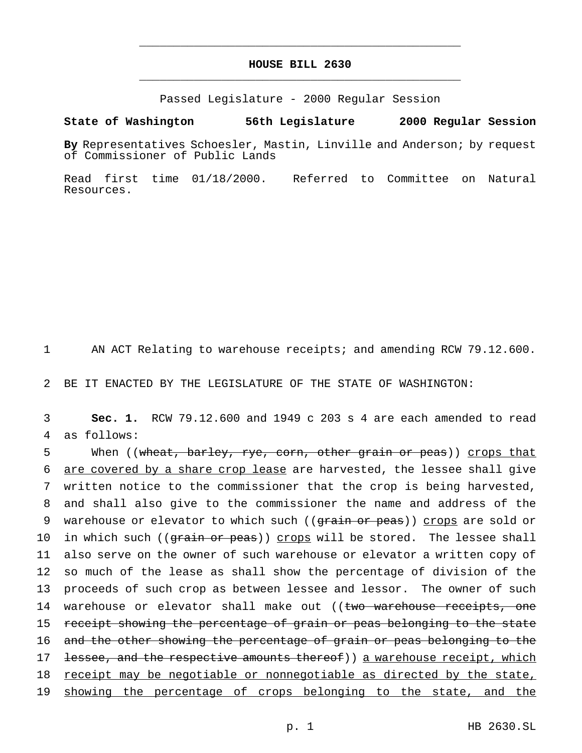# HOUSE BILL 2630

Passed Legislature - 2000 Regular Session

**State of Washington 56th Legislature 2000 Regular Session**

**By** Representatives Schoesler, Mastin, Linville and Anderson; by request of Commissioner of Public Lands

Read first time 01/18/2000. Referred to Committee on Natural Resources.

1 AN ACT Relating to warehouse receipts; and amending RCW 79.12.600.

2 BE IT ENACTED BY THE LEGISLATURE OF THE STATE OF WASHINGTON:

3 **Sec. 1.** RCW 79.12.600 and 1949 c 203 s 4 are each amended to read 4 as follows:

5 When ((~~wheat, barley, rye, corn, other grain or peas~~)) crops that 6 are covered by a share crop lease are harvested, the lessee shall give 7 written notice to the commissioner that the crop is being harvested, 8 and shall also give to the commissioner the name and address of the 9 warehouse or elevator to which such ((~~grain or peas~~)) crops are sold or 10 in which such ((~~grain or peas~~)) crops will be stored. The lessee shall 11 also serve on the owner of such warehouse or elevator a written copy of 12 so much of the lease as shall show the percentage of division of the 13 proceeds of such crop as between lessee and lessor. The owner of such 14 warehouse or elevator shall make out ((~~two warehouse receipts, one~~ 15 ~~receipt showing the percentage of grain or peas belonging to the state~~ 16 ~~and the other showing the percentage of grain or peas belonging to the~~ 17 ~~lessee, and the respective amounts thereof~~)) a warehouse receipt, which 18 receipt may be negotiable or nonnegotiable as directed by the state, 19 showing the percentage of crops belonging to the state, and the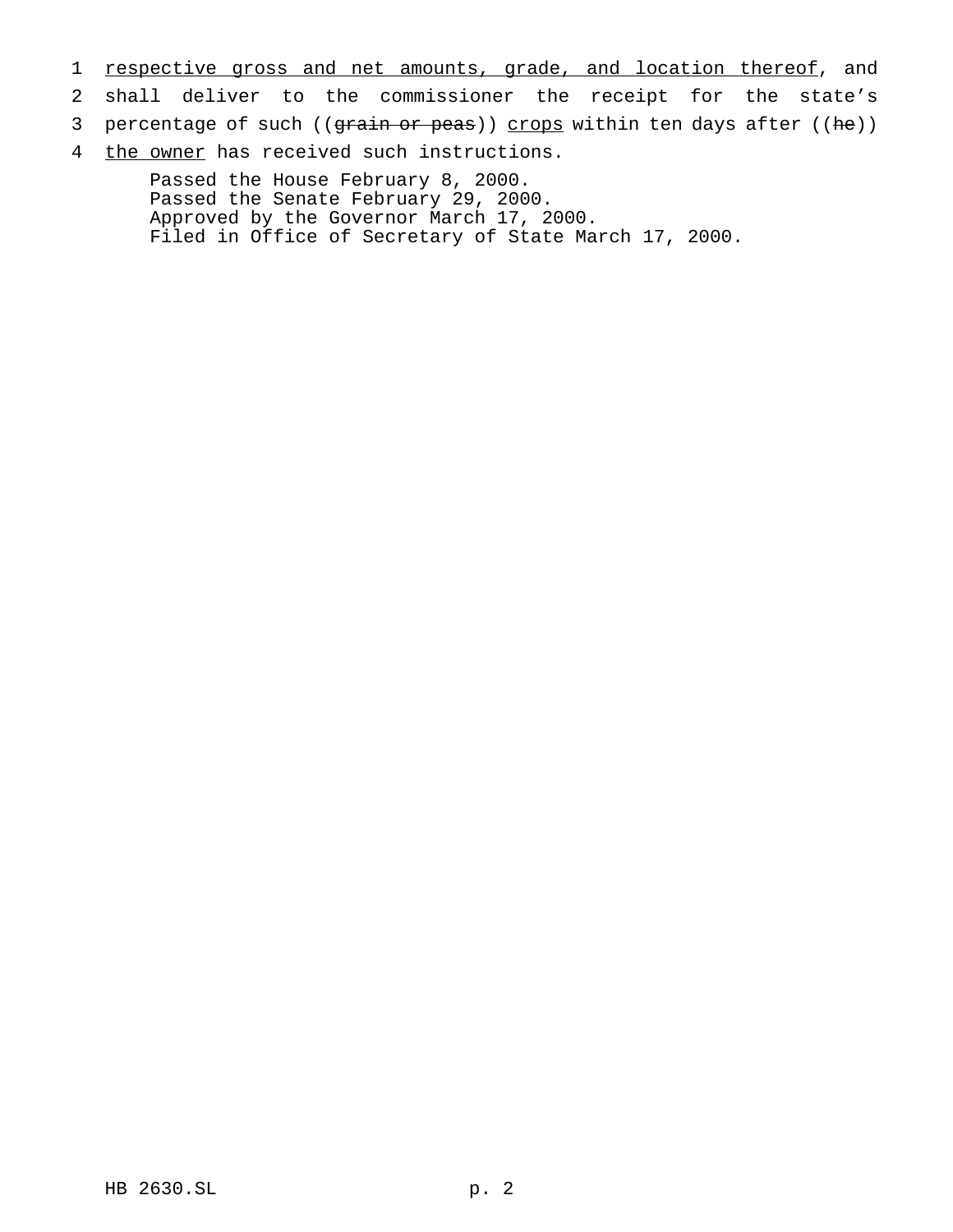respective gross and net amounts, grade, and location thereof, and shall deliver to the commissioner the receipt for the state's percentage of such ((grain or peas)) crops within ten days after ((he)) the owner has received such instructions.

Passed the House February 8, 2000.
Passed the Senate February 29, 2000.
Approved by the Governor March 17, 2000.
Filed in Office of Secretary of State March 17, 2000.